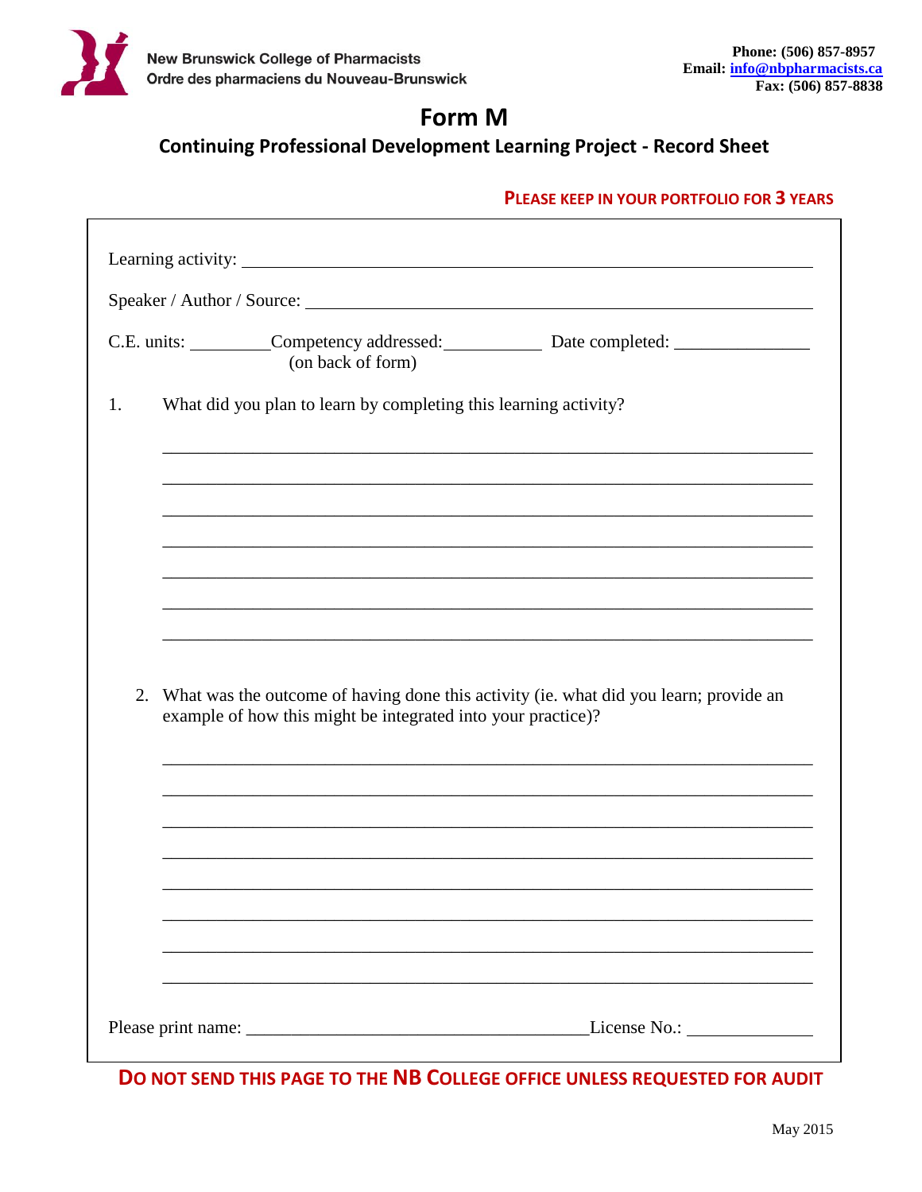New Brunswick College of Pharmacists
Ordre des pharmaciens du Nouveau-Brunswick

**Phone: (506) 857-8957**
**Email: info@nbpharmacists.ca**
**Fax: (506) 857-8838**

# Form M

## Continuing Professional Development Learning Project - Record Sheet

**PLEASE KEEP IN YOUR PORTFOLIO FOR 3 YEARS**

Learning activity: ________________________________________________________________

Speaker / Author / Source: __________________________________________________________

C.E. units: _________ Competency addressed: ___________ (on back of form) Date completed: _______________

1. What did you plan to learn by completing this learning activity?

_______________________________________________________________________________

_______________________________________________________________________________

_______________________________________________________________________________

_______________________________________________________________________________

_______________________________________________________________________________

_______________________________________________________________________________

_______________________________________________________________________________

2. What was the outcome of having done this activity (ie. what did you learn; provide an example of how this might be integrated into your practice)?

_______________________________________________________________________________

_______________________________________________________________________________

_______________________________________________________________________________

_______________________________________________________________________________

_______________________________________________________________________________

_______________________________________________________________________________

_______________________________________________________________________________

_______________________________________________________________________________

Please print name: ______________________________________ License No.: ______________

**DO NOT SEND THIS PAGE TO THE NB COLLEGE OFFICE UNLESS REQUESTED FOR AUDIT**

May 2015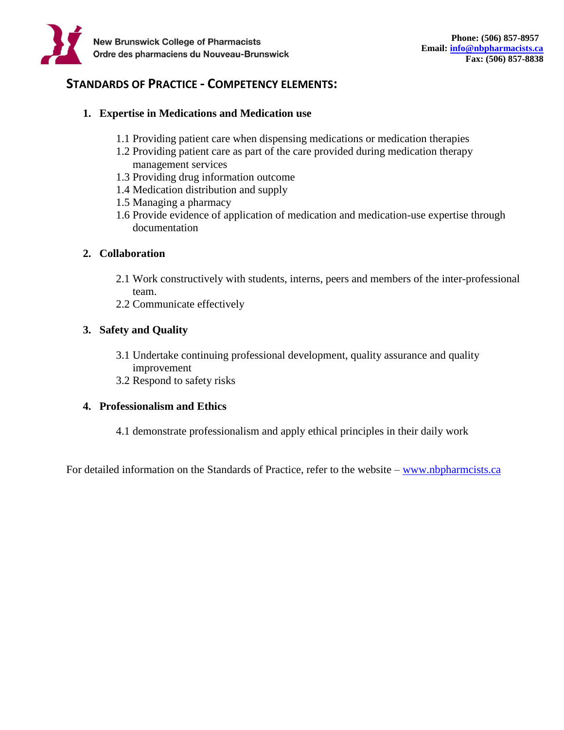New Brunswick College of Pharmacists
Ordre des pharmaciens du Nouveau-Brunswick

**Phone: (506) 857-8957**
**Email: info@nbpharmacists.ca**
**Fax: (506) 857-8838**

## STANDARDS OF PRACTICE - COMPETENCY ELEMENTS:

### 1. Expertise in Medications and Medication use

1.1 Providing patient care when dispensing medications or medication therapies
1.2 Providing patient care as part of the care provided during medication therapy management services
1.3 Providing drug information outcome
1.4 Medication distribution and supply
1.5 Managing a pharmacy
1.6 Provide evidence of application of medication and medication-use expertise through documentation

### 2. Collaboration

2.1 Work constructively with students, interns, peers and members of the inter-professional team.
2.2 Communicate effectively

### 3. Safety and Quality

3.1 Undertake continuing professional development, quality assurance and quality improvement
3.2 Respond to safety risks

### 4. Professionalism and Ethics

4.1 demonstrate professionalism and apply ethical principles in their daily work

For detailed information on the Standards of Practice, refer to the website – www.nbpharmcists.ca